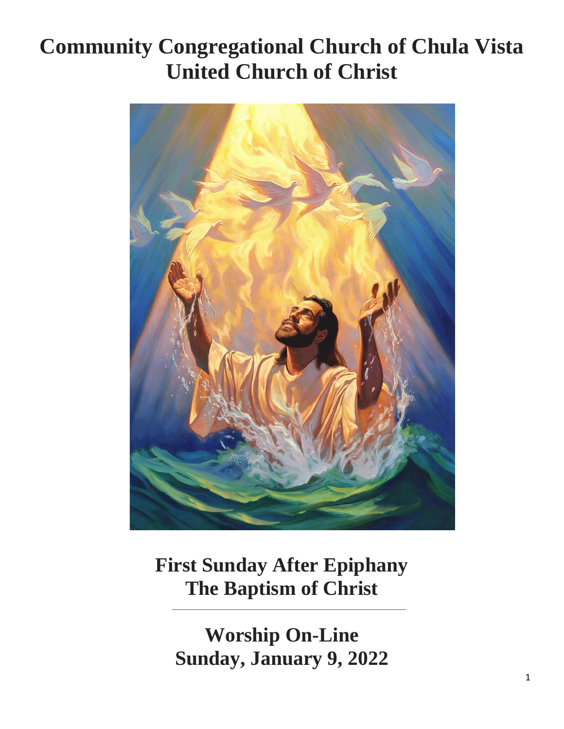# Community Congregational Church of Chula Vista
# United Church of Christ

## First Sunday After Epiphany
## The Baptism of Christ

---

## Worship On-Line
## Sunday, January 9, 2022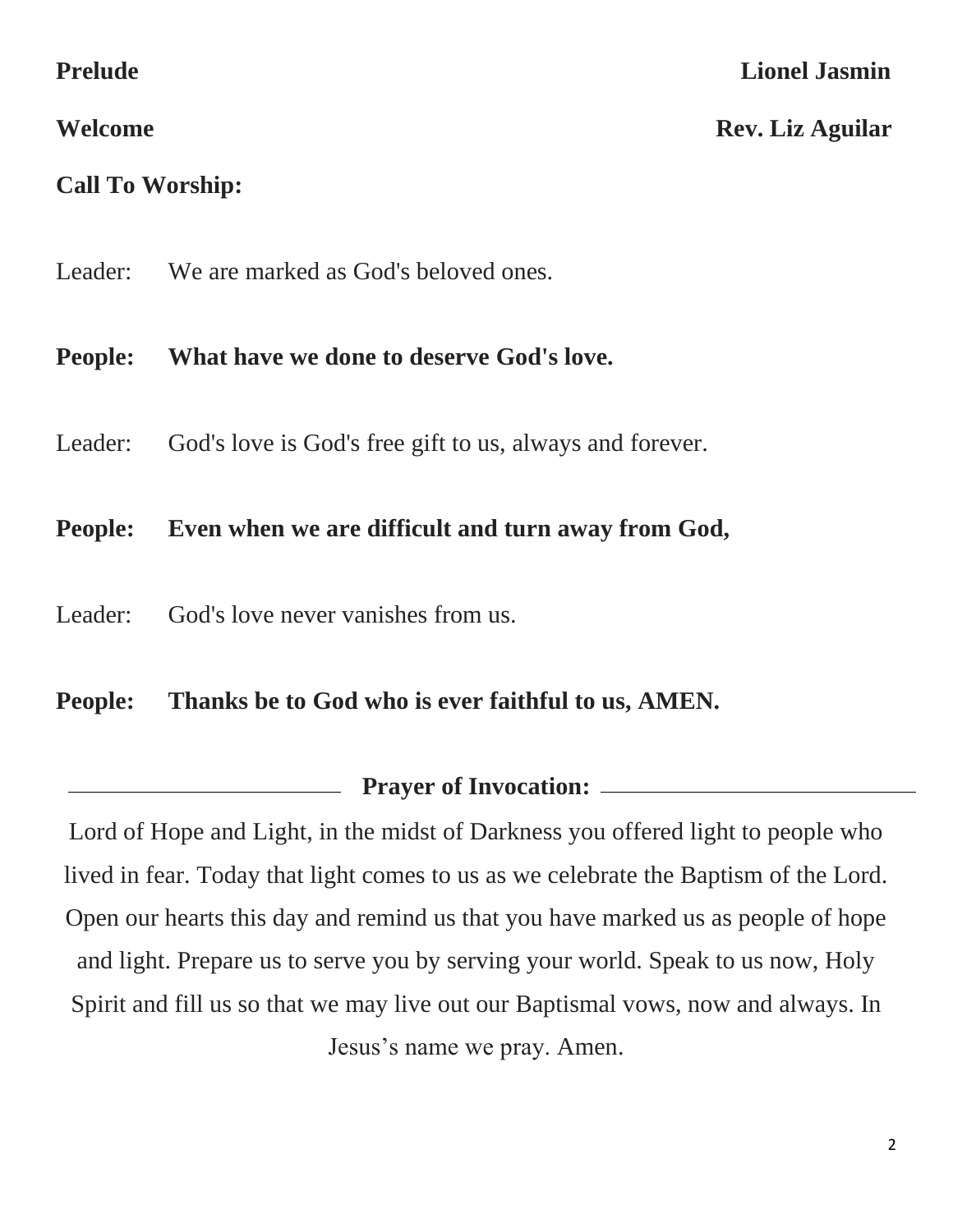**Prelude** **Lionel Jasmin**

**Welcome** **Rev. Liz Aguilar**

**Call To Worship:**

Leader: We are marked as God's beloved ones.

**People: What have we done to deserve God's love.**

Leader: God's love is God's free gift to us, always and forever.

**People: Even when we are difficult and turn away from God,**

Leader: God's love never vanishes from us.

**People: Thanks be to God who is ever faithful to us, AMEN.**

**Prayer of Invocation:**

Lord of Hope and Light, in the midst of Darkness you offered light to people who lived in fear. Today that light comes to us as we celebrate the Baptism of the Lord. Open our hearts this day and remind us that you have marked us as people of hope and light. Prepare us to serve you by serving your world. Speak to us now, Holy Spirit and fill us so that we may live out our Baptismal vows, now and always. In Jesus's name we pray. Amen.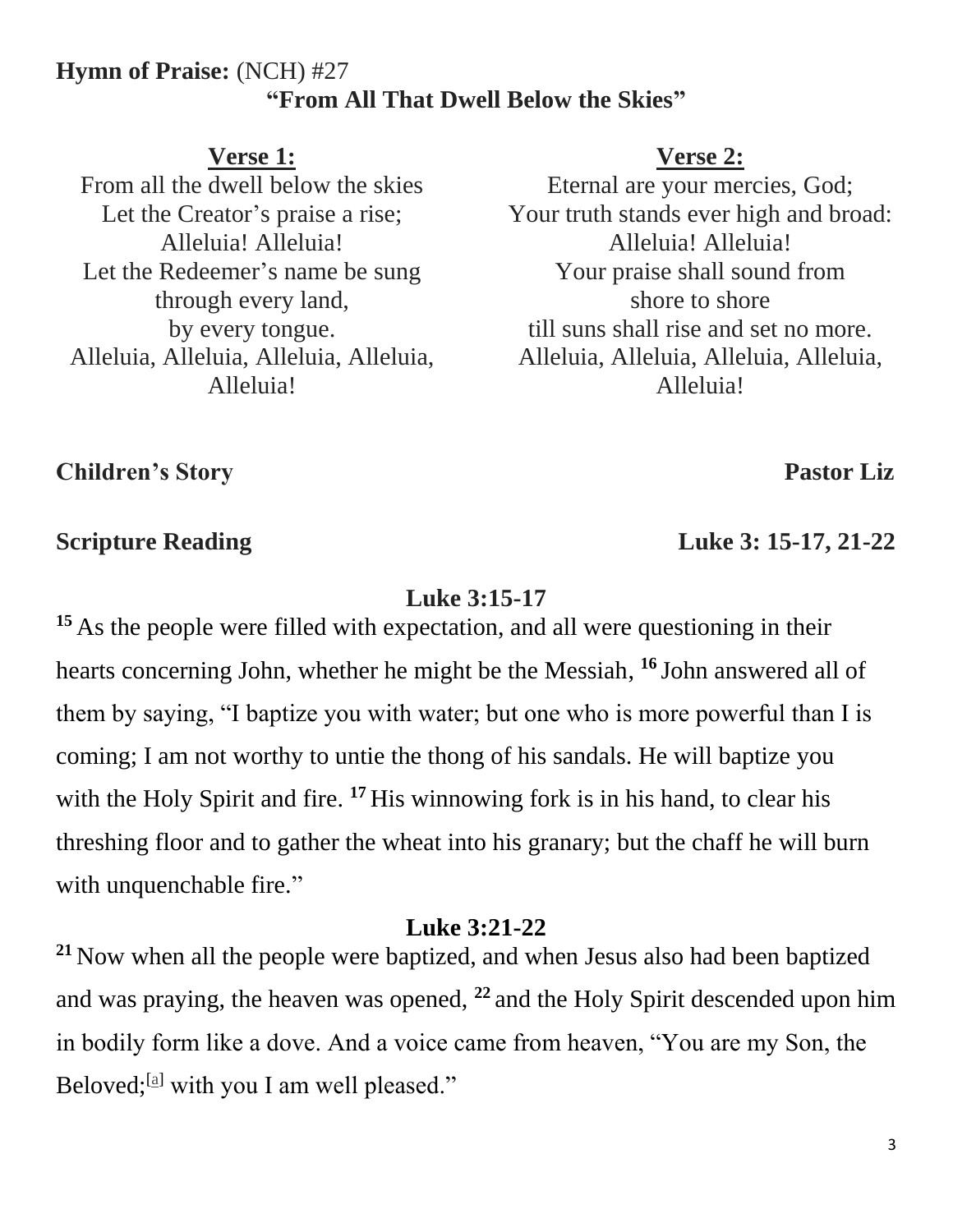**Hymn of Praise:** (NCH) #27

**"From All That Dwell Below the Skies"**

**Verse 1:**

From all the dwell below the skies
Let the Creator's praise a rise;
Alleluia! Alleluia!
Let the Redeemer's name be sung
through every land,
by every tongue.
Alleluia, Alleluia, Alleluia, Alleluia,
Alleluia!

**Verse 2:**

Eternal are your mercies, God;
Your truth stands ever high and broad:
Alleluia! Alleluia!
Your praise shall sound from
shore to shore
till suns shall rise and set no more.
Alleluia, Alleluia, Alleluia, Alleluia,
Alleluia!

**Children's Story** **Pastor Liz**

**Scripture Reading** **Luke 3: 15-17, 21-22**

**Luke 3:15-17**

**15** As the people were filled with expectation, and all were questioning in their hearts concerning John, whether he might be the Messiah, **16** John answered all of them by saying, "I baptize you with water; but one who is more powerful than I is coming; I am not worthy to untie the thong of his sandals. He will baptize you with the Holy Spirit and fire. **17** His winnowing fork is in his hand, to clear his threshing floor and to gather the wheat into his granary; but the chaff he will burn with unquenchable fire."

**Luke 3:21-22**

**21** Now when all the people were baptized, and when Jesus also had been baptized and was praying, the heaven was opened, **22** and the Holy Spirit descended upon him in bodily form like a dove. And a voice came from heaven, "You are my Son, the Beloved;[a] with you I am well pleased."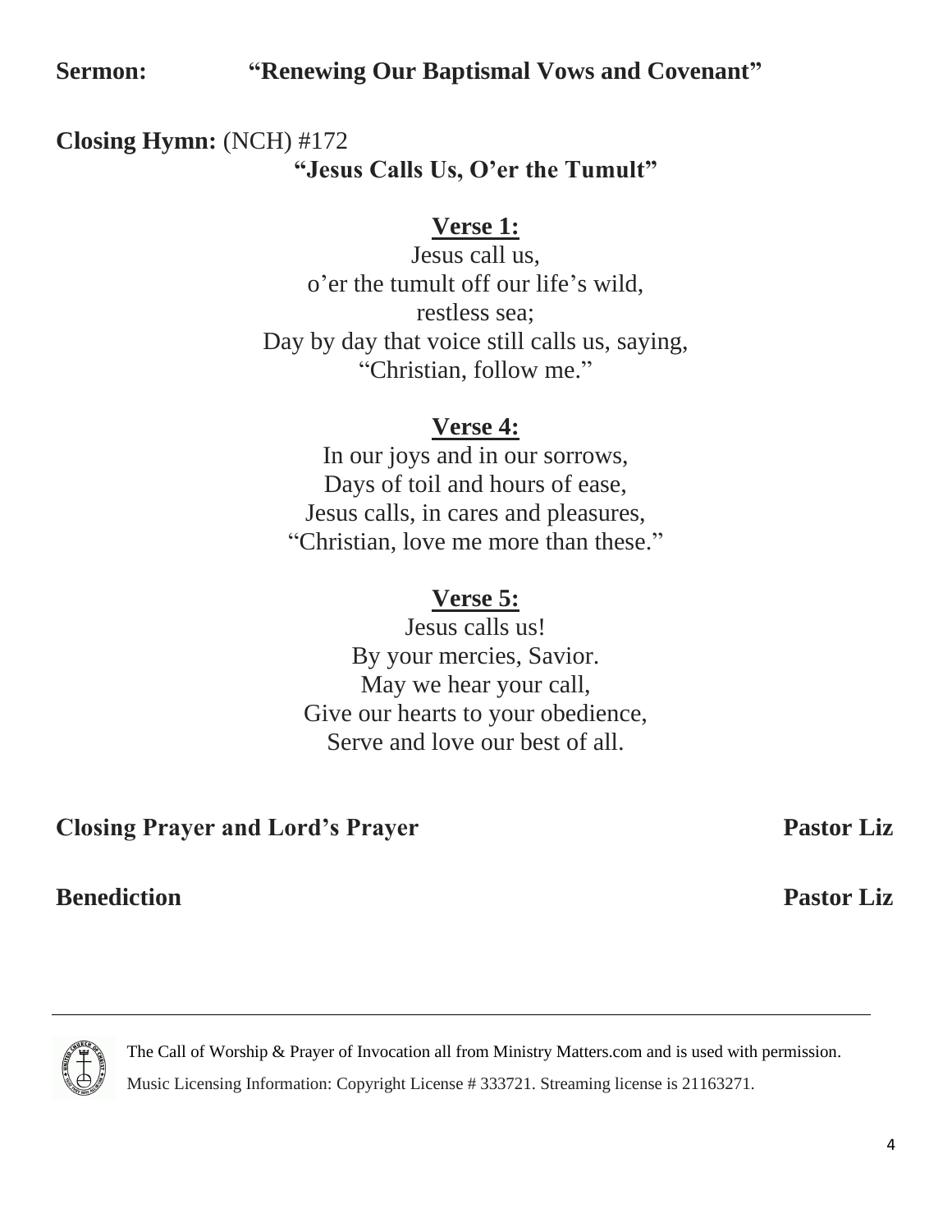**Sermon:** **"Renewing Our Baptismal Vows and Covenant"**

**Closing Hymn:** (NCH) #172

**"Jesus Calls Us, O'er the Tumult"**

**Verse 1:**

Jesus call us,
o'er the tumult off our life's wild,
restless sea;
Day by day that voice still calls us, saying,
"Christian, follow me."

**Verse 4:**

In our joys and in our sorrows,
Days of toil and hours of ease,
Jesus calls, in cares and pleasures,
"Christian, love me more than these."

**Verse 5:**

Jesus calls us!
By your mercies, Savior.
May we hear your call,
Give our hearts to your obedience,
Serve and love our best of all.

**Closing Prayer and Lord's Prayer** **Pastor Liz**

**Benediction** **Pastor Liz**

---

The Call of Worship & Prayer of Invocation all from Ministry Matters.com and is used with permission.

Music Licensing Information: Copyright License # 333721. Streaming license is 21163271.